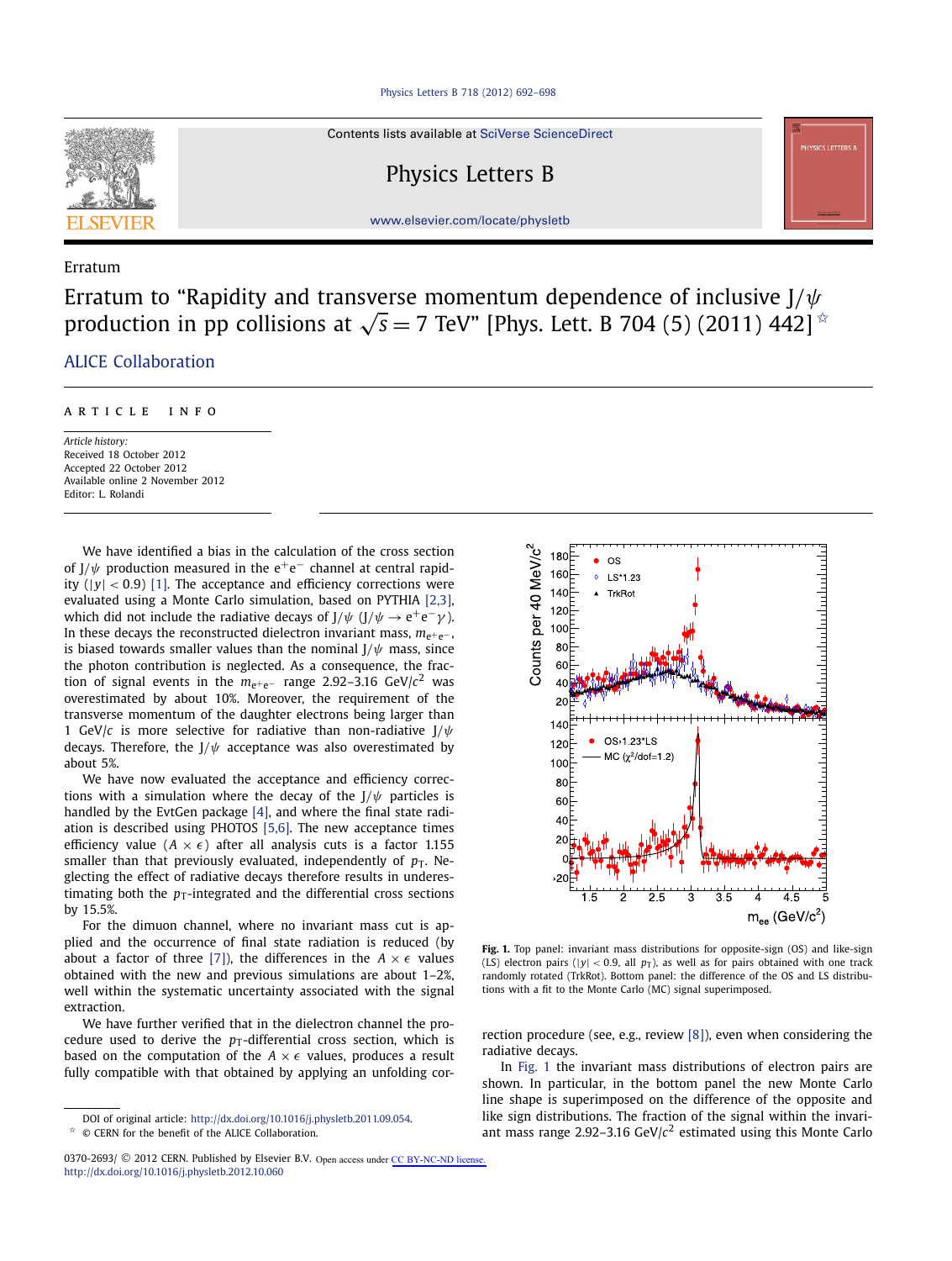Erratum

# Erratum to "Rapidity and transverse momentum dependence of inclusive J/ψ production in pp collisions at $\sqrt{s} = 7$ TeV" [Phys. Lett. B 704 (5) (2011) 442] ☆

ALICE Collaboration

ARTICLE INFO

*Article history:*
Received 18 October 2012
Accepted 22 October 2012
Available online 2 November 2012
Editor: L. Rolandi

We have identified a bias in the calculation of the cross section of J/ψ production measured in the $e^+e^-$ channel at central rapidity ($|y| < 0.9$) [1]. The acceptance and efficiency corrections were evaluated using a Monte Carlo simulation, based on PYTHIA [2,3], which did not include the radiative decays of J/ψ ($J/\psi \to e^+e^-\gamma$). In these decays the reconstructed dielectron invariant mass, $m_{e^+e^-}$, is biased towards smaller values than the nominal J/ψ mass, since the photon contribution is neglected. As a consequence, the fraction of signal events in the $m_{e^+e^-}$ range 2.92–3.16 GeV/$c^2$ was overestimated by about 10%. Moreover, the requirement of the transverse momentum of the daughter electrons being larger than 1 GeV/$c$ is more selective for radiative than non-radiative J/ψ decays. Therefore, the J/ψ acceptance was also overestimated by about 5%.

We have now evaluated the acceptance and efficiency corrections with a simulation where the decay of the J/ψ particles is handled by the EvtGen package [4], and where the final state radiation is described using PHOTOS [5,6]. The new acceptance times efficiency value ($A \times \epsilon$) after all analysis cuts is a factor 1.155 smaller than that previously evaluated, independently of $p_T$. Neglecting the effect of radiative decays therefore results in underestimating both the $p_T$-integrated and the differential cross sections by 15.5%.

For the dimuon channel, where no invariant mass cut is applied and the occurrence of final state radiation is reduced (by about a factor of three [7]), the differences in the $A \times \epsilon$ values obtained with the new and previous simulations are about 1–2%, well within the systematic uncertainty associated with the signal extraction.

We have further verified that in the dielectron channel the procedure used to derive the $p_T$-differential cross section, which is based on the computation of the $A \times \epsilon$ values, produces a result fully compatible with that obtained by applying an unfolding correction procedure (see, e.g., review [8]), even when considering the radiative decays.

In Fig. 1 the invariant mass distributions of electron pairs are shown. In particular, in the bottom panel the new Monte Carlo line shape is superimposed on the difference of the opposite and like sign distributions. The fraction of the signal within the invariant mass range 2.92–3.16 GeV/$c^2$ estimated using this Monte Carlo

**Fig. 1.** Top panel: invariant mass distributions for opposite-sign (OS) and like-sign (LS) electron pairs ($|y| < 0.9$, all $p_T$), as well as for pairs obtained with one track randomly rotated (TrkRot). Bottom panel: the difference of the OS and LS distributions with a fit to the Monte Carlo (MC) signal superimposed.

DOI of original article: http://dx.doi.org/10.1016/j.physletb.2011.09.054.
☆ © CERN for the benefit of the ALICE Collaboration.

0370-2693/ © 2012 CERN. Published by Elsevier B.V. Open access under CC BY-NC-ND license.
http://dx.doi.org/10.1016/j.physletb.2012.10.060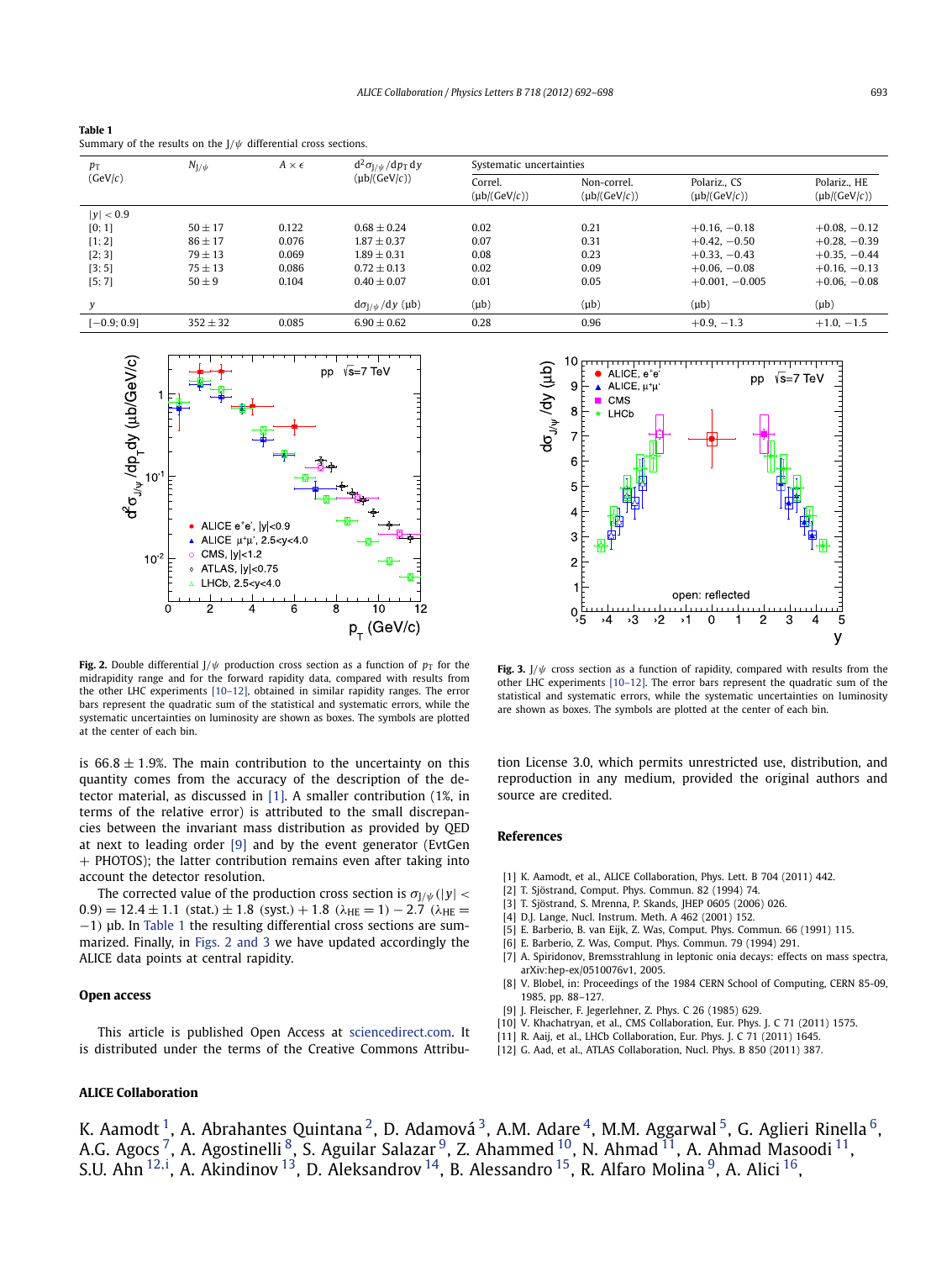**Table 1**
Summary of the results on the J/ψ differential cross sections.

| $p_T$ (GeV/$c$) | $N_{J/\psi}$ | $A \times \epsilon$ | $d^2\sigma_{J/\psi}/dp_T\,dy$ (μb/(GeV/$c$)) | Systematic uncertainties | | | |
|---|---|---|---|---|---|---|---|
| | | | | Correl. (μb/(GeV/$c$)) | Non-correl. (μb/(GeV/$c$)) | Polariz., CS (μb/(GeV/$c$)) | Polariz., HE (μb/(GeV/$c$)) |
| $\lvert y\rvert < 0.9$ | | | | | | | |
| [0; 1] | $50 \pm 17$ | 0.122 | $0.68 \pm 0.24$ | 0.02 | 0.21 | $+0.16, -0.18$ | $+0.08, -0.12$ |
| [1; 2] | $86 \pm 17$ | 0.076 | $1.87 \pm 0.37$ | 0.07 | 0.31 | $+0.42, -0.50$ | $+0.28, -0.39$ |
| [2; 3] | $79 \pm 13$ | 0.069 | $1.89 \pm 0.31$ | 0.08 | 0.23 | $+0.33, -0.43$ | $+0.35, -0.44$ |
| [3; 5] | $75 \pm 13$ | 0.086 | $0.72 \pm 0.13$ | 0.02 | 0.09 | $+0.06, -0.08$ | $+0.16, -0.13$ |
| [5; 7] | $50 \pm 9$ | 0.104 | $0.40 \pm 0.07$ | 0.01 | 0.05 | $+0.001, -0.005$ | $+0.06, -0.08$ |
| $y$ | | | $d\sigma_{J/\psi}/dy$ (μb) | (μb) | (μb) | (μb) | (μb) |
| [−0.9; 0.9] | $352 \pm 32$ | 0.085 | $6.90 \pm 0.62$ | 0.28 | 0.96 | $+0.9, -1.3$ | $+1.0, -1.5$ |

**Fig. 2.** Double differential J/ψ production cross section as a function of $p_T$ for the midrapidity range and for the forward rapidity data, compared with results from the other LHC experiments [10–12], obtained in similar rapidity ranges. The error bars represent the quadratic sum of the statistical and systematic errors, while the systematic uncertainties on luminosity are shown as boxes. The symbols are plotted at the center of each bin.

**Fig. 3.** J/ψ cross section as a function of rapidity, compared with results from the other LHC experiments [10–12]. The error bars represent the quadratic sum of the statistical and systematic errors, while the systematic uncertainties on luminosity are shown as boxes. The symbols are plotted at the center of each bin.

is $66.8 \pm 1.9\%$. The main contribution to the uncertainty on this quantity comes from the accuracy of the description of the detector material, as discussed in [1]. A smaller contribution (1%, in terms of the relative error) is attributed to the small discrepancies between the invariant mass distribution as provided by QED at next to leading order [9] and by the event generator (EvtGen + PHOTOS); the latter contribution remains even after taking into account the detector resolution.

The corrected value of the production cross section is $\sigma_{J/\psi}(|y| < 0.9) = 12.4 \pm 1.1$ (stat.) $\pm 1.8$ (syst.) $+ 1.8$ ($\lambda_{HE} = 1$) $- 2.7$ ($\lambda_{HE} = -1$) μb. In Table 1 the resulting differential cross sections are summarized. Finally, in Figs. 2 and 3 we have updated accordingly the ALICE data points at central rapidity.

## Open access

This article is published Open Access at sciencedirect.com. It is distributed under the terms of the Creative Commons Attribution License 3.0, which permits unrestricted use, distribution, and reproduction in any medium, provided the original authors and source are credited.

## References

[1] K. Aamodt, et al., ALICE Collaboration, Phys. Lett. B 704 (2011) 442.
[2] T. Sjöstrand, Comput. Phys. Commun. 82 (1994) 74.
[3] T. Sjöstrand, S. Mrenna, P. Skands, JHEP 0605 (2006) 026.
[4] D.J. Lange, Nucl. Instrum. Meth. A 462 (2001) 152.
[5] E. Barberio, B. van Eijk, Z. Was, Comput. Phys. Commun. 66 (1991) 115.
[6] E. Barberio, Z. Was, Comput. Phys. Commun. 79 (1994) 291.
[7] A. Spiridonov, Bremsstrahlung in leptonic onia decays: effects on mass spectra, arXiv:hep-ex/0510076v1, 2005.
[8] V. Blobel, in: Proceedings of the 1984 CERN School of Computing, CERN 85-09, 1985, pp. 88–127.
[9] J. Fleischer, F. Jegerlehner, Z. Phys. C 26 (1985) 629.
[10] V. Khachatryan, et al., CMS Collaboration, Eur. Phys. J. C 71 (2011) 1575.
[11] R. Aaij, et al., LHCb Collaboration, Eur. Phys. J. C 71 (2011) 1645.
[12] G. Aad, et al., ATLAS Collaboration, Nucl. Phys. B 850 (2011) 387.

## ALICE Collaboration

K. Aamodt [1], A. Abrahantes Quintana [2], D. Adamová [3], A.M. Adare [4], M.M. Aggarwal [5], G. Aglieri Rinella [6], A.G. Agocs [7], A. Agostinelli [8], S. Aguilar Salazar [9], Z. Ahammed [10], N. Ahmad [11], A. Ahmad Masoodi [11], S.U. Ahn [12,i], A. Akindinov [13], D. Aleksandrov [14], B. Alessandro [15], R. Alfaro Molina [9], A. Alici [16],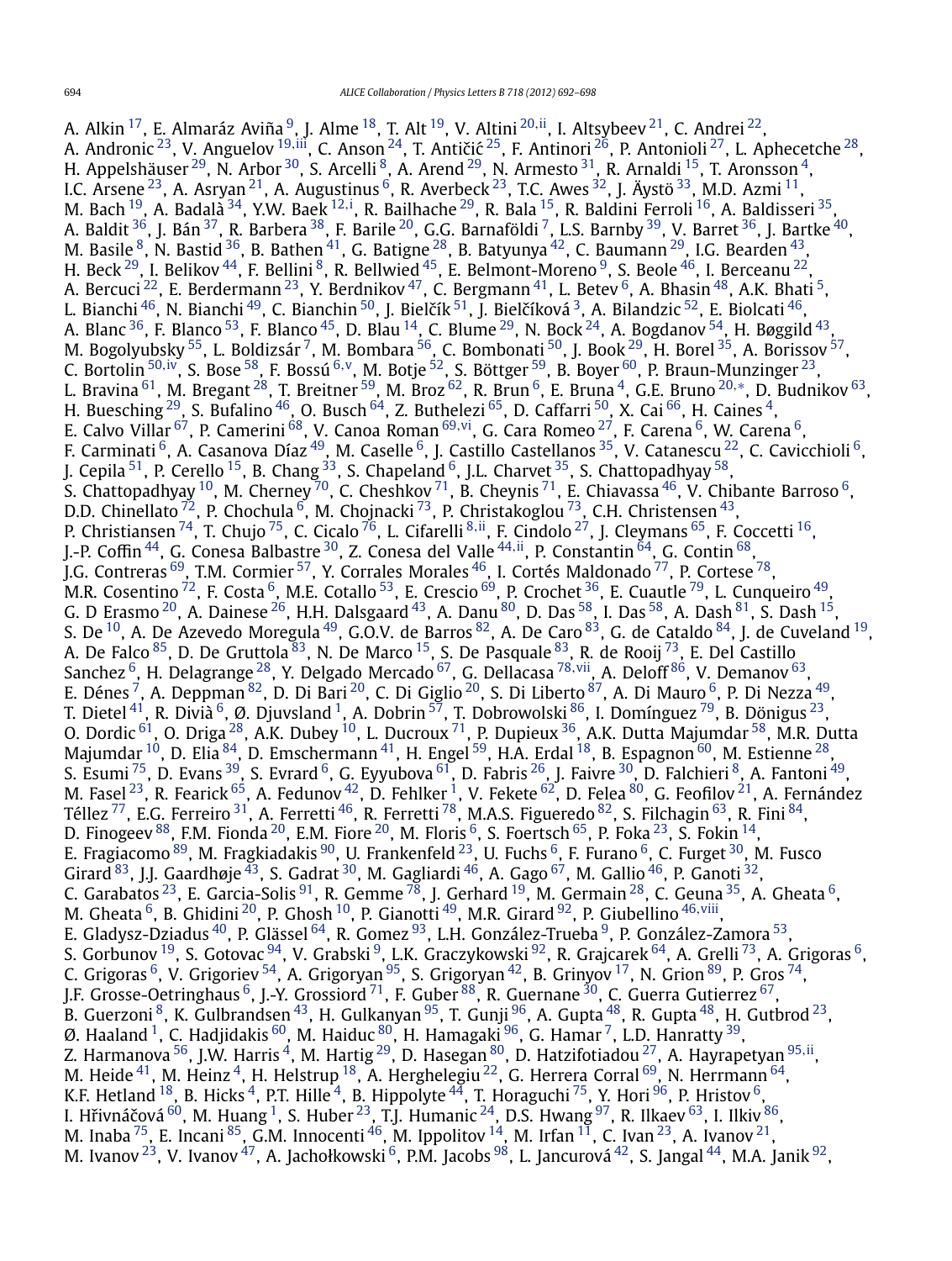A. Alkin [17], E. Almaráz Aviña [9], J. Alme [18], T. Alt [19], V. Altini [20,ii], I. Altsybeev [21], C. Andrei [22], A. Andronic [23], V. Anguelov [19,iii], C. Anson [24], T. Antičić [25], F. Antinori [26], P. Antonioli [27], L. Aphecetche [28], H. Appelshäuser [29], N. Arbor [30], S. Arcelli [8], A. Arend [29], N. Armesto [31], R. Arnaldi [15], T. Aronsson [4], I.C. Arsene [23], A. Asryan [21], A. Augustinus [6], R. Averbeck [23], T.C. Awes [32], J. Äystö [33], M.D. Azmi [11], M. Bach [19], A. Badalà [34], Y.W. Baek [12,i], R. Bailhache [29], R. Bala [15], R. Baldini Ferroli [16], A. Baldisseri [35], A. Baldit [36], J. Bán [37], R. Barbera [38], F. Barile [20], G.G. Barnaföldi [7], L.S. Barnby [39], V. Barret [36], J. Bartke [40], M. Basile [8], N. Bastid [36], B. Bathen [41], G. Batigne [28], B. Batyunya [42], C. Baumann [29], I.G. Bearden [43], H. Beck [29], I. Belikov [44], F. Bellini [8], R. Bellwied [45], E. Belmont-Moreno [9], S. Beole [46], I. Berceanu [22], A. Bercuci [22], E. Berdermann [23], Y. Berdnikov [47], C. Bergmann [41], L. Betev [6], A. Bhasin [48], A.K. Bhati [5], L. Bianchi [46], N. Bianchi [49], C. Bianchin [50], J. Bielčík [51], J. Bielčíková [3], A. Bilandzic [52], E. Biolcati [46], A. Blanc [36], F. Blanco [53], F. Blanco [45], D. Blau [14], C. Blume [29], N. Bock [24], A. Bogdanov [54], H. Bøggild [43], M. Bogolyubsky [55], L. Boldizsár [7], M. Bombara [56], C. Bombonati [50], J. Book [29], H. Borel [35], A. Borissov [57], C. Bortolin [50,iv], S. Bose [58], F. Bossú [6,v], M. Botje [52], S. Böttger [59], B. Boyer [60], P. Braun-Munzinger [23], L. Bravina [61], M. Bregant [28], T. Breitner [59], M. Broz [62], R. Brun [6], E. Bruna [4], G.E. Bruno [20,*], D. Budnikov [63], H. Buesching [29], S. Bufalino [46], O. Busch [64], Z. Buthelezi [65], D. Caffarri [50], X. Cai [66], H. Caines [4], E. Calvo Villar [67], P. Camerini [68], V. Canoa Roman [69,vi], G. Cara Romeo [27], F. Carena [6], W. Carena [6], F. Carminati [6], A. Casanova Díaz [49], M. Caselle [6], J. Castillo Castellanos [35], V. Catanescu [22], C. Cavicchioli [6], J. Cepila [51], P. Cerello [15], B. Chang [33], S. Chapeland [6], J.L. Charvet [35], S. Chattopadhyay [58], S. Chattopadhyay [10], M. Cherney [70], C. Cheshkov [71], B. Cheynis [71], E. Chiavassa [46], V. Chibante Barroso [6], D.D. Chinellato [72], P. Chochula [6], M. Chojnacki [73], P. Christakoglou [73], C.H. Christensen [43], P. Christiansen [74], T. Chujo [75], C. Cicalo [76], L. Cifarelli [8,ii], F. Cindolo [27], J. Cleymans [65], F. Coccetti [16], J.-P. Coffin [44], G. Conesa Balbastre [30], Z. Conesa del Valle [44,ii], P. Constantin [64], G. Contin [68], J.G. Contreras [69], T.M. Cormier [57], Y. Corrales Morales [46], I. Cortés Maldonado [77], P. Cortese [78], M.R. Cosentino [72], F. Costa [6], M.E. Cotallo [53], E. Crescio [69], P. Crochet [36], E. Cuautle [79], L. Cunqueiro [49], G. D Erasmo [20], A. Dainese [26], H.H. Dalsgaard [43], A. Danu [80], D. Das [58], I. Das [58], A. Dash [81], S. Dash [15], S. De [10], A. De Azevedo Moregula [49], G.O.V. de Barros [82], A. De Caro [83], G. de Cataldo [84], J. de Cuveland [19], A. De Falco [85], D. De Gruttola [83], N. De Marco [15], S. De Pasquale [83], R. de Rooij [73], E. Del Castillo Sanchez [6], H. Delagrange [28], Y. Delgado Mercado [67], G. Dellacasa [78,vii], A. Deloff [86], V. Demanov [63], E. Dénes [7], A. Deppman [82], D. Di Bari [20], C. Di Giglio [20], S. Di Liberto [87], A. Di Mauro [6], P. Di Nezza [49], T. Dietel [41], R. Divià [6], Ø. Djuvsland [1], A. Dobrin [57], T. Dobrowolski [86], I. Domínguez [79], B. Dönigus [23], O. Dordic [61], O. Driga [28], A.K. Dubey [10], L. Ducroux [71], P. Dupieux [36], A.K. Dutta Majumdar [58], M.R. Dutta Majumdar [10], D. Elia [84], D. Emschermann [41], H. Engel [59], H.A. Erdal [18], B. Espagnon [60], M. Estienne [28], S. Esumi [75], D. Evans [39], S. Evrard [6], G. Eyyubova [61], D. Fabris [26], J. Faivre [30], D. Falchieri [8], A. Fantoni [49], M. Fasel [23], R. Fearick [65], A. Fedunov [42], D. Fehlker [1], V. Fekete [62], D. Felea [80], G. Feofilov [21], A. Fernández Téllez [77], E.G. Ferreiro [31], A. Ferretti [46], R. Ferretti [78], M.A.S. Figueredo [82], S. Filchagin [63], R. Fini [84], D. Finogeev [88], F.M. Fionda [20], E.M. Fiore [20], M. Floris [6], S. Foertsch [65], P. Foka [23], S. Fokin [14], E. Fragiacomo [89], M. Fragkiadakis [90], U. Frankenfeld [23], U. Fuchs [6], F. Furano [6], C. Furget [30], M. Fusco Girard [83], J.J. Gaardhøje [43], S. Gadrat [30], M. Gagliardi [46], A. Gago [67], M. Gallio [46], P. Ganoti [32], C. Garabatos [23], E. Garcia-Solis [91], R. Gemme [78], J. Gerhard [19], M. Germain [28], C. Geuna [35], A. Gheata [6], M. Gheata [6], B. Ghidini [20], P. Ghosh [10], P. Gianotti [49], M.R. Girard [92], P. Giubellino [46,viii], E. Gladysz-Dziadus [40], P. Glässel [64], R. Gomez [93], L.H. González-Trueba [9], P. González-Zamora [53], S. Gorbunov [19], S. Gotovac [94], V. Grabski [9], L.K. Graczykowski [92], R. Grajcarek [64], A. Grelli [73], A. Grigoras [6], C. Grigoras [6], V. Grigoriev [54], A. Grigoryan [95], S. Grigoryan [42], B. Grinyov [17], N. Grion [89], P. Gros [74], J.F. Grosse-Oetringhaus [6], J.-Y. Grossiord [71], F. Guber [88], R. Guernane [30], C. Guerra Gutierrez [67], B. Guerzoni [8], K. Gulbrandsen [43], H. Gulkanyan [95], T. Gunji [96], A. Gupta [48], R. Gupta [48], H. Gutbrod [23], Ø. Haaland [1], C. Hadjidakis [60], M. Haiduc [80], H. Hamagaki [96], G. Hamar [7], L.D. Hanratty [39], Z. Harmanova [56], J.W. Harris [4], M. Hartig [29], D. Hasegan [80], D. Hatzifotiadou [27], A. Hayrapetyan [95,ii], M. Heide [41], M. Heinz [4], H. Helstrup [18], A. Herghelegiu [22], G. Herrera Corral [69], N. Herrmann [64], K.F. Hetland [18], B. Hicks [4], P.T. Hille [4], B. Hippolyte [44], T. Horaguchi [75], Y. Hori [96], P. Hristov [6], I. Hřivnáčová [60], M. Huang [1], S. Huber [23], T.J. Humanic [24], D.S. Hwang [97], R. Ilkaev [63], I. Ilkiv [86], M. Inaba [75], E. Incani [85], G.M. Innocenti [46], M. Ippolitov [14], M. Irfan [11], C. Ivan [23], A. Ivanov [21], M. Ivanov [23], V. Ivanov [47], A. Jachołkowski [6], P.M. Jacobs [98], L. Jancurová [42], S. Jangal [44], M.A. Janik [92],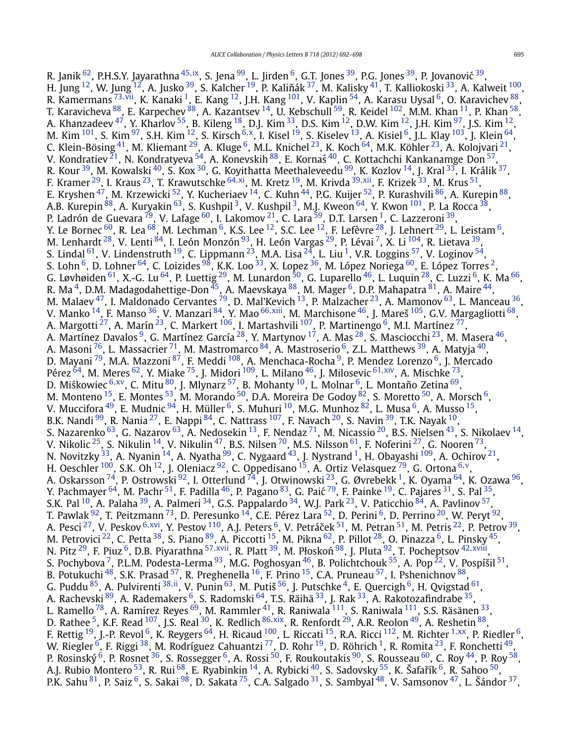R. Janik [62], P.H.S.Y. Jayarathna [45,ix], S. Jena [99], L. Jirden [6], G.T. Jones [39], P.G. Jones [39], P. Jovanović [39], H. Jung [12], W. Jung [12], A. Jusko [39], S. Kalcher [19], P. Kaliňák [37], M. Kalisky [41], T. Kalliokoski [33], A. Kalweit [100], R. Kamermans [73,vii], K. Kanaki [1], E. Kang [12], J.H. Kang [101], V. Kaplin [54], A. Karasu Uysal [6], O. Karavichev [88], T. Karavicheva [88], E. Karpechev [88], A. Kazantsev [14], U. Kebschull [59], R. Keidel [102], M.M. Khan [11], P. Khan [58], A. Khanzadeev [47], Y. Kharlov [55], B. Kileng [18], D.J. Kim [33], D.S. Kim [12], D.W. Kim [12], J.H. Kim [97], J.S. Kim [12], M. Kim [101], S. Kim [97], S.H. Kim [12], S. Kirsch [6,x], I. Kisel [19], S. Kiselev [13], A. Kisiel [6], J.L. Klay [103], J. Klein [64], C. Klein-Bösing [41], M. Kliemant [29], A. Kluge [6], M.L. Knichel [23], K. Koch [64], M.K. Köhler [23], A. Kolojvari [21], V. Kondratiev [21], N. Kondratyeva [54], A. Konevskih [88], E. Kornaś [40], C. Kottachchi Kankanamge Don [57], R. Kour [39], M. Kowalski [40], S. Kox [30], G. Koyithatta Meethaleveedu [99], K. Kozlov [14], J. Kral [33], I. Králik [37], F. Kramer [29], I. Kraus [23], T. Krawutschke [64,xi], M. Kretz [19], M. Krivda [39,xii], F. Krizek [33], M. Krus [51], E. Kryshen [47], M. Krzewicki [52], Y. Kucheriaev [14], C. Kuhn [44], P.G. Kuijer [52], P. Kurashvili [86], A. Kurepin [88], A.B. Kurepin [88], A. Kuryakin [63], S. Kushpil [3], V. Kushpil [3], M.J. Kweon [64], Y. Kwon [101], P. La Rocca [38], P. Ladrón de Guevara [79], V. Lafage [60], I. Lakomov [21], C. Lara [59], D.T. Larsen [1], C. Lazzeroni [39], Y. Le Bornec [60], R. Lea [68], M. Lechman [6], K.S. Lee [12], S.C. Lee [12], F. Lefèvre [28], J. Lehnert [29], L. Leistam [6], M. Lenhardt [28], V. Lenti [84], I. León Monzón [93], H. León Vargas [29], P. Lévai [7], X. Li [104], R. Lietava [39], S. Lindal [61], V. Lindenstruth [19], C. Lippmann [23], M.A. Lisa [24], L. Liu [1], V.R. Loggins [57], V. Loginov [54], S. Lohn [6], D. Lohner [64], C. Loizides [98], K.K. Loo [33], X. Lopez [36], M. López Noriega [60], E. López Torres [2], G. Løvhøiden [61], X.-G. Lu [64], P. Luettig [29], M. Lunardon [50], G. Luparello [46], L. Luquin [28], C. Luzzi [6], K. Ma [66], R. Ma [4], D.M. Madagodahettige-Don [45], A. Maevskaya [88], M. Mager [6], D.P. Mahapatra [81], A. Maire [44], M. Malaev [47], I. Maldonado Cervantes [79], D. Mal'Kevich [13], P. Malzacher [23], A. Mamonov [63], L. Manceau [36], V. Manko [14], F. Manso [36], V. Manzari [84], Y. Mao [66,xiii], M. Marchisone [46], J. Mareš [105], G.V. Margagliotti [68], A. Margotti [27], A. Marín [23], C. Markert [106], I. Martashvili [107], P. Martinengo [6], M.I. Martínez [77], A. Martínez Davalos [9], G. Martínez García [28], Y. Martynov [17], A. Mas [28], S. Masciocchi [23], M. Masera [46], A. Masoni [76], L. Massacrier [71], M. Mastromarco [84], A. Mastroserio [6], Z.L. Matthews [39], A. Matyja [40], D. Mayani [79], M.A. Mazzoni [87], F. Meddi [108], A. Menchaca-Rocha [9], P. Mendez Lorenzo [6], J. Mercado Pérez [64], M. Meres [62], Y. Miake [75], J. Midori [109], L. Milano [46], J. Milosevic [61,xiv], A. Mischke [73], D. Miśkowiec [6,xv], C. Mitu [80], J. Mlynarz [57], B. Mohanty [10], L. Molnar [6], L. Montaño Zetina [69], M. Monteno [15], E. Montes [53], M. Morando [50], D.A. Moreira De Godoy [82], S. Moretto [50], A. Morsch [6], V. Muccifora [49], E. Mudnic [94], H. Müller [6], S. Muhuri [10], M.G. Munhoz [82], L. Musa [6], A. Musso [15], B.K. Nandi [99], R. Nania [27], E. Nappi [84], C. Nattrass [107], F. Navach [20], S. Navin [39], T.K. Nayak [10], S. Nazarenko [63], G. Nazarov [63], A. Nedosekin [13], F. Nendaz [71], M. Nicassio [20], B.S. Nielsen [43], S. Nikolaev [14], V. Nikolic [25], S. Nikulin [14], V. Nikulin [47], B.S. Nilsen [70], M.S. Nilsson [61], F. Noferini [27], G. Nooren [73], N. Novitzky [33], A. Nyanin [14], A. Nyatha [99], C. Nygaard [43], J. Nystrand [1], H. Obayashi [109], A. Ochirov [21], H. Oeschler [100], S.K. Oh [12], J. Oleniacz [92], C. Oppedisano [15], A. Ortiz Velasquez [79], G. Ortona [6,v], A. Oskarsson [74], P. Ostrowski [92], I. Otterlund [74], J. Otwinowski [23], G. Øvrebekk [1], K. Oyama [64], K. Ozawa [96], Y. Pachmayer [64], M. Pachr [51], F. Padilla [46], P. Pagano [83], G. Paić [79], F. Painke [19], C. Pajares [31], S. Pal [35], S.K. Pal [10], A. Palaha [39], A. Palmeri [34], G.S. Pappalardo [34], W.J. Park [23], V. Paticchio [84], A. Pavlinov [57], T. Pawlak [92], T. Peitzmann [73], D. Peresunko [14], C.E. Pérez Lara [52], D. Perini [6], D. Perrino [20], W. Peryt [92], A. Pesci [27], V. Peskov [6,xvi], Y. Pestov [110], A.J. Peters [6], V. Petráček [51], M. Petran [51], M. Petris [22], P. Petrov [39], M. Petrovici [22], C. Petta [38], S. Piano [89], A. Piccotti [15], M. Pikna [62], P. Pillot [28], O. Pinazza [6], L. Pinsky [45], N. Pitz [29], F. Piuz [6], D.B. Piyarathna [57,xvii], R. Platt [39], M. Płoskoń [98], J. Pluta [92], T. Pocheptsov [42,xviii], S. Pochybova [7], P.L.M. Podesta-Lerma [93], M.G. Poghosyan [46], B. Polichtchouk [55], A. Pop [22], V. Pospíšil [51], B. Potukuchi [48], S.K. Prasad [57], R. Preghenella [16], F. Prino [15], C.A. Pruneau [57], I. Pshenichnov [88], G. Puddu [85], A. Pulvirenti [38,ii], V. Punin [63], M. Putiš [56], J. Putschke [4], E. Quercigh [6], H. Qvigstad [61], A. Rachevski [89], A. Rademakers [6], S. Radomski [64], T.S. Räihä [33], J. Rak [33], A. Rakotozafindrabe [35], L. Ramello [78], A. Ramírez Reyes [69], M. Rammler [41], R. Raniwala [111], S. Raniwala [111], S.S. Räsänen [33], D. Rathee [5], K.F. Read [107], J.S. Real [30], K. Redlich [86,xix], R. Renfordt [29], A.R. Reolon [49], A. Reshetin [88], F. Rettig [19], J.-P. Revol [6], K. Reygers [64], H. Ricaud [100], L. Riccati [15], R.A. Ricci [112], M. Richter [1,xx], P. Riedler [6], W. Riegler [6], F. Riggi [38], M. Rodríguez Cahuantzi [77], D. Rohr [19], D. Röhrich [1], R. Romita [23], F. Ronchetti [49], P. Rosinský [6], P. Rosnet [36], S. Rossegger [6], A. Rossi [50], F. Roukoutakis [90], S. Rousseau [60], C. Roy [44], P. Roy [58], A.J. Rubio Montero [53], R. Rui [68], E. Ryabinkin [14], A. Rybicki [40], S. Sadovsky [55], K. Šafařík [6], R. Sahoo [50], P.K. Sahu [81], P. Saiz [6], S. Sakai [98], D. Sakata [75], C.A. Salgado [31], S. Sambyal [48], V. Samsonov [47], L. Šándor [37],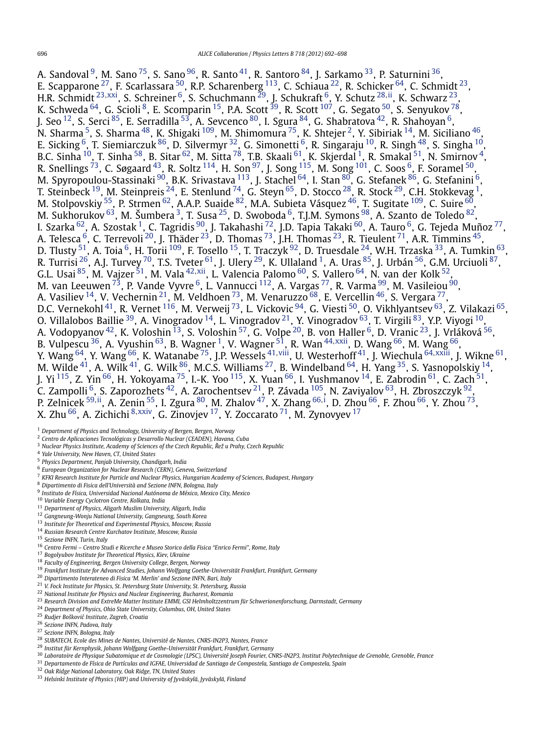A. Sandoval [9], M. Sano [75], S. Sano [96], R. Santo [41], R. Santoro [84], J. Sarkamo [33], P. Saturnini [36], E. Scapparone [27], F. Scarlassara [50], R.P. Scharenberg [113], C. Schiaua [22], R. Schicker [64], C. Schmidt [23], H.R. Schmidt [23,xxi], S. Schreiner [6], S. Schuchmann [29], J. Schukraft [6], Y. Schutz [28,ii], K. Schwarz [23], K. Schweda [64], G. Scioli [8], E. Scomparin [15], P.A. Scott [39], R. Scott [107], G. Segato [50], S. Senyukov [78], J. Seo [12], S. Serci [85], E. Serradilla [53], A. Sevcenco [80], I. Sgura [84], G. Shabratova [42], R. Shahoyan [6], N. Sharma [5], S. Sharma [48], K. Shigaki [109], M. Shimomura [75], K. Shtejer [2], Y. Sibiriak [14], M. Siciliano [46], E. Sicking [6], T. Siemiarczuk [86], D. Silvermyr [32], G. Simonetti [6], R. Singaraju [10], R. Singh [48], S. Singha [10], B.C. Sinha [10], T. Sinha [58], B. Sitar [62], M. Sitta [78], T.B. Skaali [61], K. Skjerdal [1], R. Smakal [51], N. Smirnov [4], R. Snellings [73], C. Søgaard [43], R. Soltz [114], H. Son [97], J. Song [115], M. Song [101], C. Soos [6], F. Soramel [50], M. Spyropoulou-Stassinaki [90], B.K. Srivastava [113], J. Stachel [64], I. Stan [80], G. Stefanek [86], G. Stefanini [6], T. Steinbeck [19], M. Steinpreis [24], E. Stenlund [74], G. Steyn [65], D. Stocco [28], R. Stock [29], C.H. Stokkevag [1], M. Stolpovskiy [55], P. Strmen [62], A.A.P. Suaide [82], M.A. Subieta Vásquez [46], T. Sugitate [109], C. Suire [60], M. Sukhorukov [63], M. Šumbera [3], T. Susa [25], D. Swoboda [6], T.J.M. Symons [98], A. Szanto de Toledo [82], I. Szarka [62], A. Szostak [1], C. Tagridis [90], J. Takahashi [72], J.D. Tapia Takaki [60], A. Tauro [6], G. Tejeda Muñoz [77], A. Telesca [6], C. Terrevoli [20], J. Thäder [23], D. Thomas [73], J.H. Thomas [23], R. Tieulent [71], A.R. Timmins [45], D. Tlusty [51], A. Toia [6], H. Torii [109], F. Tosello [15], T. Traczyk [92], D. Truesdale [24], W.H. Trzaska [33], A. Tumkin [63], R. Turrisi [26], A.J. Turvey [70], T.S. Tveter [61], J. Ulery [29], K. Ullaland [1], A. Uras [85], J. Urbán [56], G.M. Urciuoli [87], G.L. Usai [85], M. Vajzer [51], M. Vala [42,xii], L. Valencia Palomo [60], S. Vallero [64], N. van der Kolk [52], M. van Leeuwen [73], P. Vande Vyvre [6], L. Vannucci [112], A. Vargas [77], R. Varma [99], M. Vasileiou [90], A. Vasiliev [14], V. Vechernin [21], M. Veldhoen [73], M. Venaruzzo [68], E. Vercellin [46], S. Vergara [77], D.C. Vernekohl [41], R. Vernet [116], M. Verweij [73], L. Vickovic [94], G. Viesti [50], O. Vikhlyantsev [63], Z. Vilakazi [65], O. Villalobos Baillie [39], A. Vinogradov [14], L. Vinogradov [21], Y. Vinogradov [63], T. Virgili [83], Y.P. Viyogi [10], A. Vodopyanov [42], K. Voloshin [13], S. Voloshin [57], G. Volpe [20], B. von Haller [6], D. Vranic [23], J. Vrláková [56], B. Vulpescu [36], A. Vyushin [63], B. Wagner [1], V. Wagner [51], R. Wan [44,xxii], D. Wang [66], M. Wang [66], Y. Wang [64], Y. Wang [66], K. Watanabe [75], J.P. Wessels [41,viii], U. Westerhoff [41], J. Wiechula [64,xxiii], J. Wikne [61], M. Wilde [41], A. Wilk [41], G. Wilk [86], M.C.S. Williams [27], B. Windelband [64], H. Yang [35], S. Yasnopolskiy [14], J. Yi [115], Z. Yin [66], H. Yokoyama [75], I.-K. Yoo [115], X. Yuan [66], I. Yushmanov [14], E. Zabrodin [61], C. Zach [51], C. Zampolli [6], S. Zaporozhets [42], A. Zarochentsev [21], P. Závada [105], N. Zaviyalov [63], H. Zbroszczyk [92], P. Zelnicek [59,ii], A. Zenin [55], I. Zgura [80], M. Zhalov [47], X. Zhang [66,i], D. Zhou [66], F. Zhou [66], Y. Zhou [73], X. Zhu [66], A. Zichichi [8,xxiv], G. Zinovjev [17], Y. Zoccarato [71], M. Zynovyev [17]

[1] *Department of Physics and Technology, University of Bergen, Bergen, Norway*
[2] *Centro de Aplicaciones Tecnológicas y Desarrollo Nuclear (CEADEN), Havana, Cuba*
[3] *Nuclear Physics Institute, Academy of Sciences of the Czech Republic, Řež u Prahy, Czech Republic*
[4] *Yale University, New Haven, CT, United States*
[5] *Physics Department, Panjab University, Chandigarh, India*
[6] *European Organization for Nuclear Research (CERN), Geneva, Switzerland*
[7] *KFKI Research Institute for Particle and Nuclear Physics, Hungarian Academy of Sciences, Budapest, Hungary*
[8] *Dipartimento di Fisica dell'Università and Sezione INFN, Bologna, Italy*
[9] *Instituto de Física, Universidad Nacional Autónoma de México, Mexico City, Mexico*
[10] *Variable Energy Cyclotron Centre, Kolkata, India*
[11] *Department of Physics, Aligarh Muslim University, Aligarh, India*
[12] *Gangneung-Wonju National University, Gangneung, South Korea*
[13] *Institute for Theoretical and Experimental Physics, Moscow, Russia*
[14] *Russian Research Centre Kurchatov Institute, Moscow, Russia*
[15] *Sezione INFN, Turin, Italy*
[16] *Centro Fermi – Centro Studi e Ricerche e Museo Storico della Fisica "Enrico Fermi", Rome, Italy*
[17] *Bogolyubov Institute for Theoretical Physics, Kiev, Ukraine*
[18] *Faculty of Engineering, Bergen University College, Bergen, Norway*
[19] *Frankfurt Institute for Advanced Studies, Johann Wolfgang Goethe-Universität Frankfurt, Frankfurt, Germany*
[20] *Dipartimento Interateneo di Fisica 'M. Merlin' and Sezione INFN, Bari, Italy*
[21] *V. Fock Institute for Physics, St. Petersburg State University, St. Petersburg, Russia*
[22] *National Institute for Physics and Nuclear Engineering, Bucharest, Romania*
[23] *Research Division and ExtreMe Matter Institute EMMI, GSI Helmholtzzentrum für Schwerionenforschung, Darmstadt, Germany*
[24] *Department of Physics, Ohio State University, Columbus, OH, United States*
[25] *Rudjer Bošković Institute, Zagreb, Croatia*
[26] *Sezione INFN, Padova, Italy*
[27] *Sezione INFN, Bologna, Italy*
[28] *SUBATECH, Ecole des Mines de Nantes, Université de Nantes, CNRS-IN2P3, Nantes, France*
[29] *Institut für Kernphysik, Johann Wolfgang Goethe-Universität Frankfurt, Frankfurt, Germany*
[30] *Laboratoire de Physique Subatomique et de Cosmologie (LPSC), Université Joseph Fourier, CNRS-IN2P3, Institut Polytechnique de Grenoble, Grenoble, France*
[31] *Departamento de Física de Partículas and IGFAE, Universidad de Santiago de Compostela, Santiago de Compostela, Spain*
[32] *Oak Ridge National Laboratory, Oak Ridge, TN, United States*
[33] *Helsinki Institute of Physics (HIP) and University of Jyväskylä, Jyväskylä, Finland*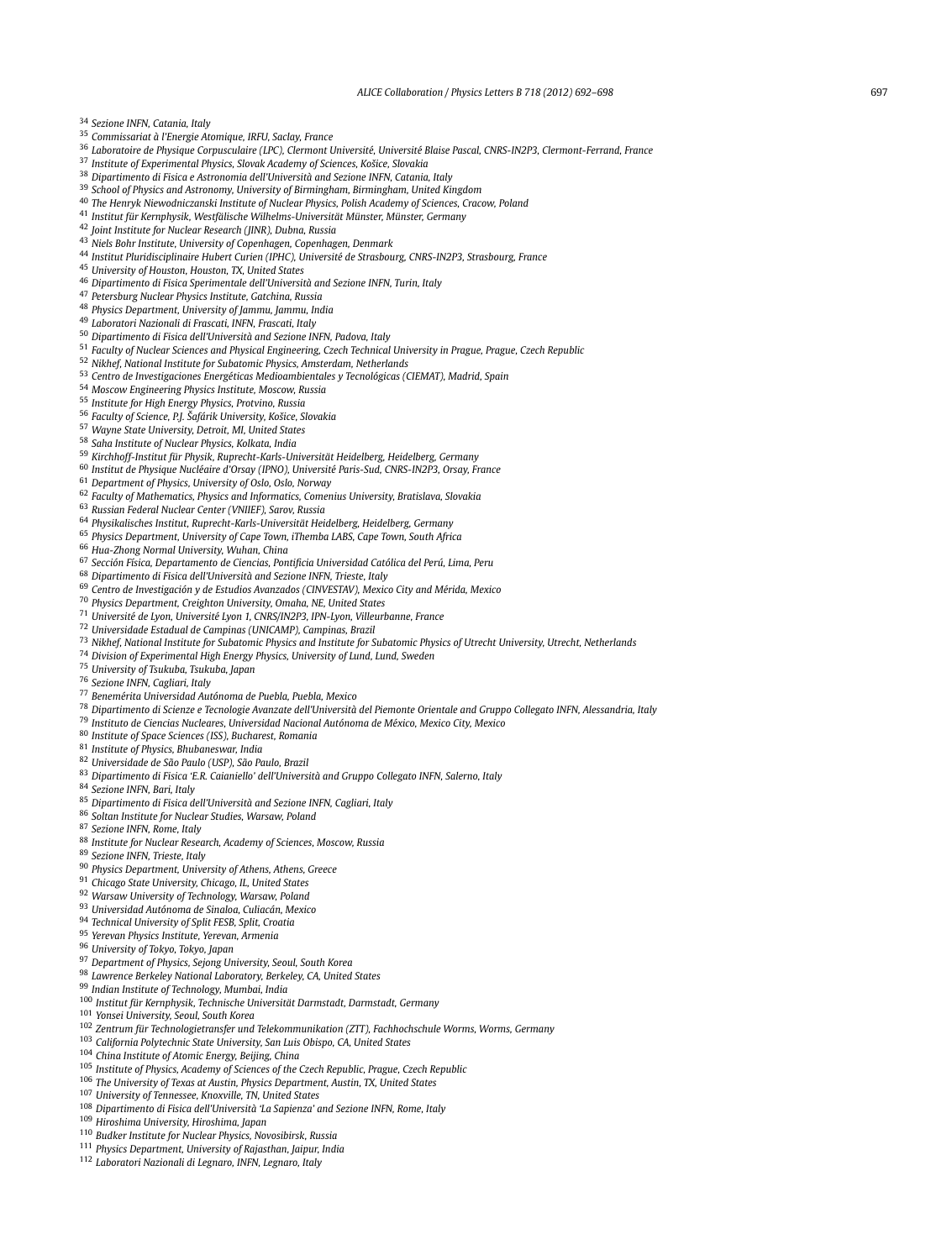[34] Sezione INFN, Catania, Italy
[35] Commissariat à l'Energie Atomique, IRFU, Saclay, France
[36] Laboratoire de Physique Corpusculaire (LPC), Clermont Université, Université Blaise Pascal, CNRS-IN2P3, Clermont-Ferrand, France
[37] Institute of Experimental Physics, Slovak Academy of Sciences, Košice, Slovakia
[38] Dipartimento di Fisica e Astronomia dell'Università and Sezione INFN, Catania, Italy
[39] School of Physics and Astronomy, University of Birmingham, Birmingham, United Kingdom
[40] The Henryk Niewodniczanski Institute of Nuclear Physics, Polish Academy of Sciences, Cracow, Poland
[41] Institut für Kernphysik, Westfälische Wilhelms-Universität Münster, Münster, Germany
[42] Joint Institute for Nuclear Research (JINR), Dubna, Russia
[43] Niels Bohr Institute, University of Copenhagen, Copenhagen, Denmark
[44] Institut Pluridisciplinaire Hubert Curien (IPHC), Université de Strasbourg, CNRS-IN2P3, Strasbourg, France
[45] University of Houston, Houston, TX, United States
[46] Dipartimento di Fisica Sperimentale dell'Università and Sezione INFN, Turin, Italy
[47] Petersburg Nuclear Physics Institute, Gatchina, Russia
[48] Physics Department, University of Jammu, Jammu, India
[49] Laboratori Nazionali di Frascati, INFN, Frascati, Italy
[50] Dipartimento di Fisica dell'Università and Sezione INFN, Padova, Italy
[51] Faculty of Nuclear Sciences and Physical Engineering, Czech Technical University in Prague, Prague, Czech Republic
[52] Nikhef, National Institute for Subatomic Physics, Amsterdam, Netherlands
[53] Centro de Investigaciones Energéticas Medioambientales y Tecnológicas (CIEMAT), Madrid, Spain
[54] Moscow Engineering Physics Institute, Moscow, Russia
[55] Institute for High Energy Physics, Protvino, Russia
[56] Faculty of Science, P.J. Šafárik University, Košice, Slovakia
[57] Wayne State University, Detroit, MI, United States
[58] Saha Institute of Nuclear Physics, Kolkata, India
[59] Kirchhoff-Institut für Physik, Ruprecht-Karls-Universität Heidelberg, Heidelberg, Germany
[60] Institut de Physique Nucléaire d'Orsay (IPNO), Université Paris-Sud, CNRS-IN2P3, Orsay, France
[61] Department of Physics, University of Oslo, Oslo, Norway
[62] Faculty of Mathematics, Physics and Informatics, Comenius University, Bratislava, Slovakia
[63] Russian Federal Nuclear Center (VNIIEF), Sarov, Russia
[64] Physikalisches Institut, Ruprecht-Karls-Universität Heidelberg, Heidelberg, Germany
[65] Physics Department, University of Cape Town, iThemba LABS, Cape Town, South Africa
[66] Hua-Zhong Normal University, Wuhan, China
[67] Sección Física, Departamento de Ciencias, Pontificia Universidad Católica del Perú, Lima, Peru
[68] Dipartimento di Fisica dell'Università and Sezione INFN, Trieste, Italy
[69] Centro de Investigación y de Estudios Avanzados (CINVESTAV), Mexico City and Mérida, Mexico
[70] Physics Department, Creighton University, Omaha, NE, United States
[71] Université de Lyon, Université Lyon 1, CNRS/IN2P3, IPN-Lyon, Villeurbanne, France
[72] Universidade Estadual de Campinas (UNICAMP), Campinas, Brazil
[73] Nikhef, National Institute for Subatomic Physics and Institute for Subatomic Physics of Utrecht University, Utrecht, Netherlands
[74] Division of Experimental High Energy Physics, University of Lund, Lund, Sweden
[75] University of Tsukuba, Tsukuba, Japan
[76] Sezione INFN, Cagliari, Italy
[77] Benemérita Universidad Autónoma de Puebla, Puebla, Mexico
[78] Dipartimento di Scienze e Tecnologie Avanzate dell'Università del Piemonte Orientale and Gruppo Collegato INFN, Alessandria, Italy
[79] Instituto de Ciencias Nucleares, Universidad Nacional Autónoma de México, Mexico City, Mexico
[80] Institute of Space Sciences (ISS), Bucharest, Romania
[81] Institute of Physics, Bhubaneswar, India
[82] Universidade de São Paulo (USP), São Paulo, Brazil
[83] Dipartimento di Fisica 'E.R. Caianiello' dell'Università and Gruppo Collegato INFN, Salerno, Italy
[84] Sezione INFN, Bari, Italy
[85] Dipartimento di Fisica dell'Università and Sezione INFN, Cagliari, Italy
[86] Soltan Institute for Nuclear Studies, Warsaw, Poland
[87] Sezione INFN, Rome, Italy
[88] Institute for Nuclear Research, Academy of Sciences, Moscow, Russia
[89] Sezione INFN, Trieste, Italy
[90] Physics Department, University of Athens, Athens, Greece
[91] Chicago State University, Chicago, IL, United States
[92] Warsaw University of Technology, Warsaw, Poland
[93] Universidad Autónoma de Sinaloa, Culiacán, Mexico
[94] Technical University of Split FESB, Split, Croatia
[95] Yerevan Physics Institute, Yerevan, Armenia
[96] University of Tokyo, Tokyo, Japan
[97] Department of Physics, Sejong University, Seoul, South Korea
[98] Lawrence Berkeley National Laboratory, Berkeley, CA, United States
[99] Indian Institute of Technology, Mumbai, India
[100] Institut für Kernphysik, Technische Universität Darmstadt, Darmstadt, Germany
[101] Yonsei University, Seoul, South Korea
[102] Zentrum für Technologietransfer und Telekommunikation (ZTT), Fachhochschule Worms, Worms, Germany
[103] California Polytechnic State University, San Luis Obispo, CA, United States
[104] China Institute of Atomic Energy, Beijing, China
[105] Institute of Physics, Academy of Sciences of the Czech Republic, Prague, Czech Republic
[106] The University of Texas at Austin, Physics Department, Austin, TX, United States
[107] University of Tennessee, Knoxville, TN, United States
[108] Dipartimento di Fisica dell'Università 'La Sapienza' and Sezione INFN, Rome, Italy
[109] Hiroshima University, Hiroshima, Japan
[110] Budker Institute for Nuclear Physics, Novosibirsk, Russia
[111] Physics Department, University of Rajasthan, Jaipur, India
[112] Laboratori Nazionali di Legnaro, INFN, Legnaro, Italy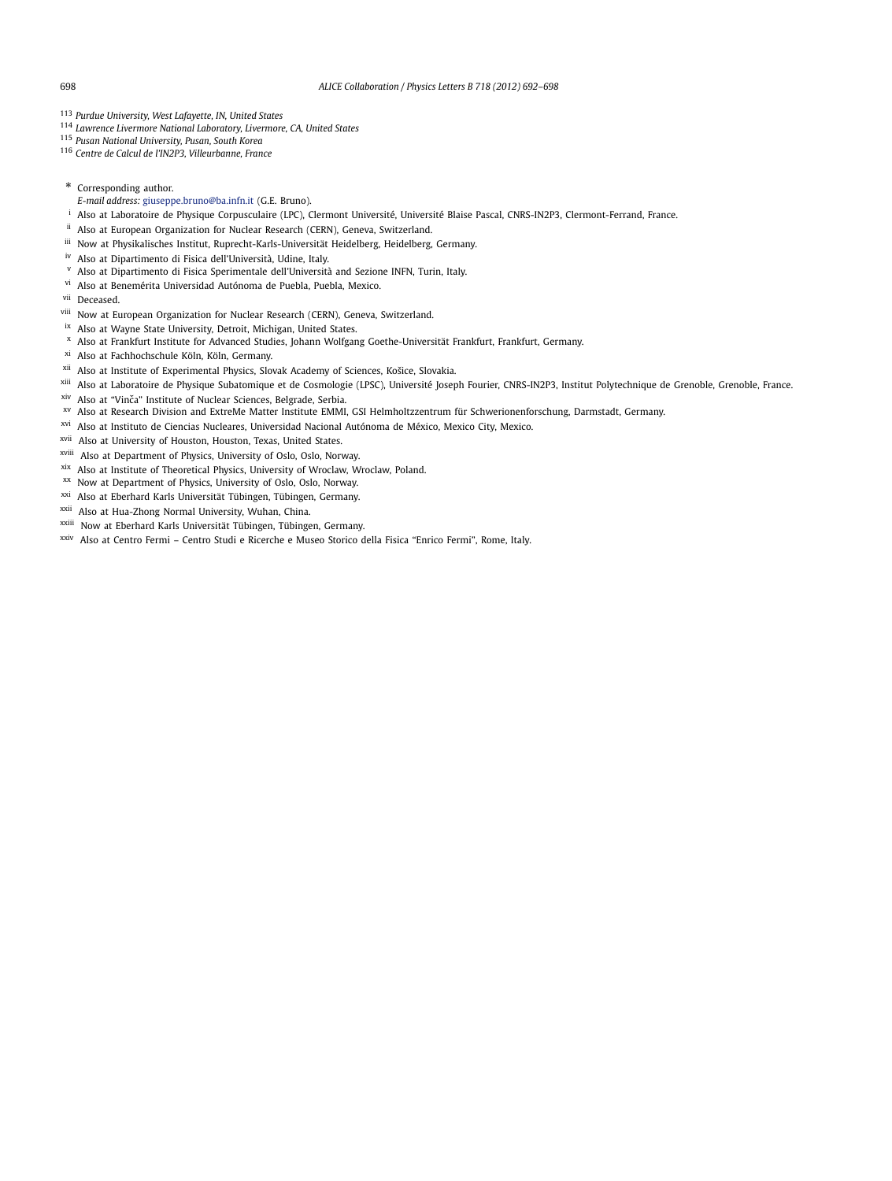[113] *Purdue University, West Lafayette, IN, United States*
[114] *Lawrence Livermore National Laboratory, Livermore, CA, United States*
[115] *Pusan National University, Pusan, South Korea*
[116] *Centre de Calcul de l'IN2P3, Villeurbanne, France*

[*] Corresponding author.
*E-mail address:* giuseppe.bruno@ba.infn.it (G.E. Bruno).

[i] Also at Laboratoire de Physique Corpusculaire (LPC), Clermont Université, Université Blaise Pascal, CNRS-IN2P3, Clermont-Ferrand, France.
[ii] Also at European Organization for Nuclear Research (CERN), Geneva, Switzerland.
[iii] Now at Physikalisches Institut, Ruprecht-Karls-Universität Heidelberg, Heidelberg, Germany.
[iv] Also at Dipartimento di Fisica dell'Università, Udine, Italy.
[v] Also at Dipartimento di Fisica Sperimentale dell'Università and Sezione INFN, Turin, Italy.
[vi] Also at Benemérita Universidad Autónoma de Puebla, Puebla, Mexico.
[vii] Deceased.
[viii] Now at European Organization for Nuclear Research (CERN), Geneva, Switzerland.
[ix] Also at Wayne State University, Detroit, Michigan, United States.
[x] Also at Frankfurt Institute for Advanced Studies, Johann Wolfgang Goethe-Universität Frankfurt, Frankfurt, Germany.
[xi] Also at Fachhochschule Köln, Köln, Germany.
[xii] Also at Institute of Experimental Physics, Slovak Academy of Sciences, Košice, Slovakia.
[xiii] Also at Laboratoire de Physique Subatomique et de Cosmologie (LPSC), Université Joseph Fourier, CNRS-IN2P3, Institut Polytechnique de Grenoble, Grenoble, France.
[xiv] Also at "Vinča" Institute of Nuclear Sciences, Belgrade, Serbia.
[xv] Also at Research Division and ExtreMe Matter Institute EMMI, GSI Helmholtzzentrum für Schwerionenforschung, Darmstadt, Germany.
[xvi] Also at Instituto de Ciencias Nucleares, Universidad Nacional Autónoma de México, Mexico City, Mexico.
[xvii] Also at University of Houston, Houston, Texas, United States.
[xviii] Also at Department of Physics, University of Oslo, Oslo, Norway.
[xix] Also at Institute of Theoretical Physics, University of Wroclaw, Wroclaw, Poland.
[xx] Now at Department of Physics, University of Oslo, Oslo, Norway.
[xxi] Also at Eberhard Karls Universität Tübingen, Tübingen, Germany.
[xxii] Also at Hua-Zhong Normal University, Wuhan, China.
[xxiii] Now at Eberhard Karls Universität Tübingen, Tübingen, Germany.
[xxiv] Also at Centro Fermi – Centro Studi e Ricerche e Museo Storico della Fisica "Enrico Fermi", Rome, Italy.